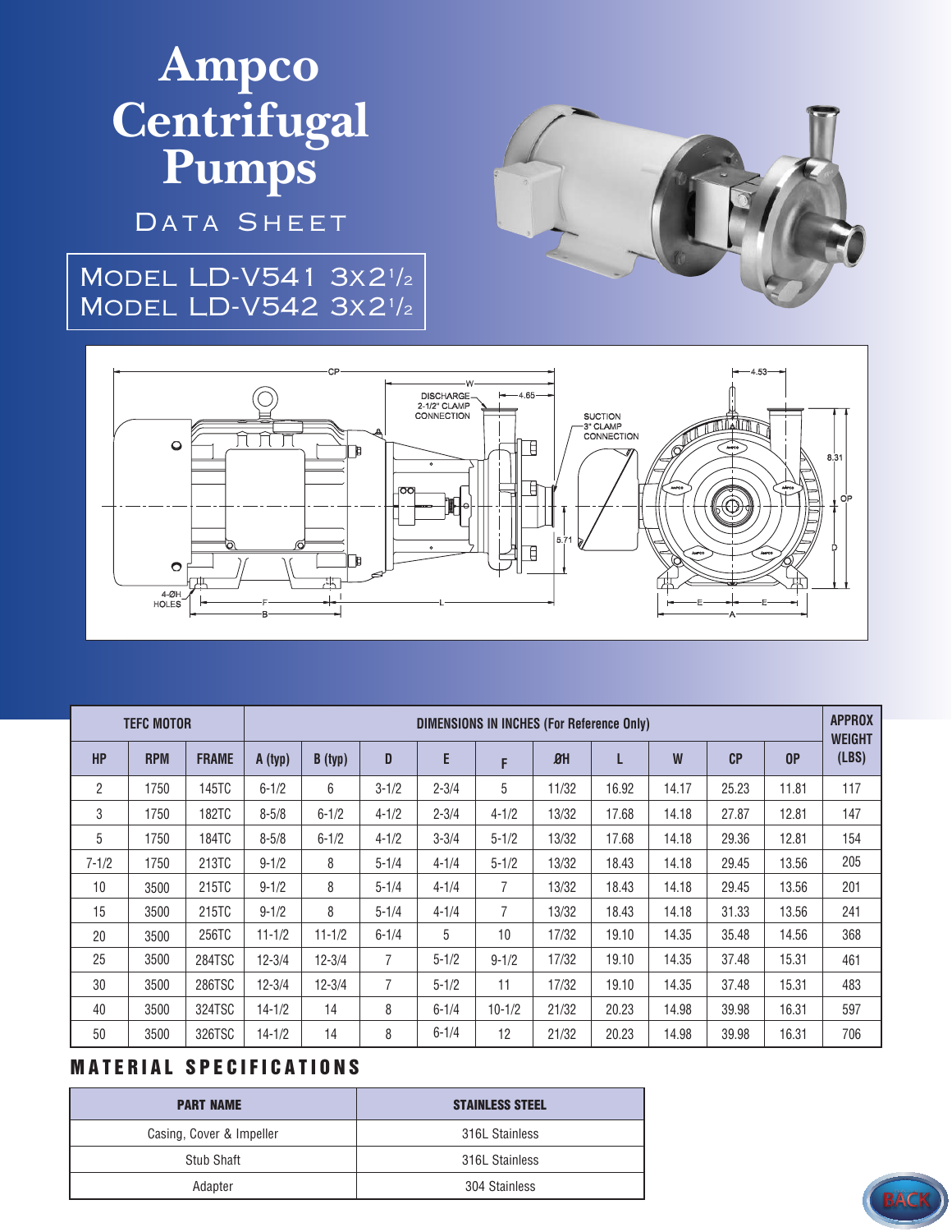# Ampco Centrifugal Pumps

DATA SHEET

MODEL LD-V541 3x2½
MODEL LD-V542 3x2½

| TEFC MOTOR | | | DIMENSIONS IN INCHES (For Reference Only) | | | | | | | | | | APPROX WEIGHT (LBS) |
|---|---|---|---|---|---|---|---|---|---|---|---|---|---|
| HP | RPM | FRAME | A (typ) | B (typ) | D | E | F | ØH | L | W | CP | OP | |
| 2 | 1750 | 145TC | 6-1/2 | 6 | 3-1/2 | 2-3/4 | 5 | 11/32 | 16.92 | 14.17 | 25.23 | 11.81 | 117 |
| 3 | 1750 | 182TC | 8-5/8 | 6-1/2 | 4-1/2 | 2-3/4 | 4-1/2 | 13/32 | 17.68 | 14.18 | 27.87 | 12.81 | 147 |
| 5 | 1750 | 184TC | 8-5/8 | 6-1/2 | 4-1/2 | 3-3/4 | 5-1/2 | 13/32 | 17.68 | 14.18 | 29.36 | 12.81 | 154 |
| 7-1/2 | 1750 | 213TC | 9-1/2 | 8 | 5-1/4 | 4-1/4 | 5-1/2 | 13/32 | 18.43 | 14.18 | 29.45 | 13.56 | 205 |
| 10 | 3500 | 215TC | 9-1/2 | 8 | 5-1/4 | 4-1/4 | 7 | 13/32 | 18.43 | 14.18 | 29.45 | 13.56 | 201 |
| 15 | 3500 | 215TC | 9-1/2 | 8 | 5-1/4 | 4-1/4 | 7 | 13/32 | 18.43 | 14.18 | 31.33 | 13.56 | 241 |
| 20 | 3500 | 256TC | 11-1/2 | 11-1/2 | 6-1/4 | 5 | 10 | 17/32 | 19.10 | 14.35 | 35.48 | 14.56 | 368 |
| 25 | 3500 | 284TSC | 12-3/4 | 12-3/4 | 7 | 5-1/2 | 9-1/2 | 17/32 | 19.10 | 14.35 | 37.48 | 15.31 | 461 |
| 30 | 3500 | 286TSC | 12-3/4 | 12-3/4 | 7 | 5-1/2 | 11 | 17/32 | 19.10 | 14.35 | 37.48 | 15.31 | 483 |
| 40 | 3500 | 324TSC | 14-1/2 | 14 | 8 | 6-1/4 | 10-1/2 | 21/32 | 20.23 | 14.98 | 39.98 | 16.31 | 597 |
| 50 | 3500 | 326TSC | 14-1/2 | 14 | 8 | 6-1/4 | 12 | 21/32 | 20.23 | 14.98 | 39.98 | 16.31 | 706 |

## MATERIAL SPECIFICATIONS

| PART NAME | STAINLESS STEEL |
|---|---|
| Casing, Cover & Impeller | 316L Stainless |
| Stub Shaft | 316L Stainless |
| Adapter | 304 Stainless |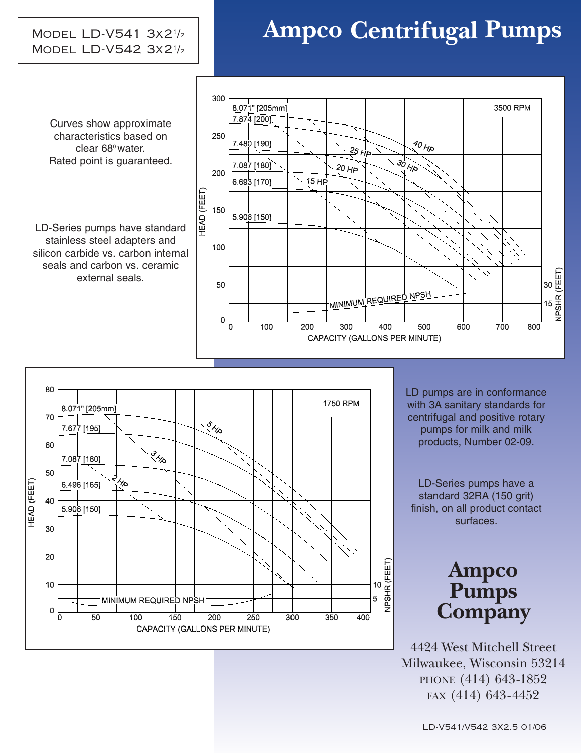Model LD-V541 3x2½
Model LD-V542 3x2½

# Ampco Centrifugal Pumps

Curves show approximate characteristics based on clear 68° water.
Rated point is guaranteed.

LD-Series pumps have standard stainless steel adapters and silicon carbide vs. carbon internal seals and carbon vs. ceramic external seals.

3500 RPM
8.071" [205mm]
7.874 [200]
7.480 [190]
7.087 [180]
6.693 [170]
5.906 [150]
15 HP
20 HP
25 HP
30 HP
40 HP
MINIMUM REQUIRED NPSH
HEAD (FEET)
0
50
100
150
200
250
300
NPSHR (FEET)
15
30
CAPACITY (GALLONS PER MINUTE)
0
100
200
300
400
500
600
700
800

1750 RPM
8.071" [205mm]
7.677 [195]
7.087 [180]
6.496 [165]
5.906 [150]
2 HP
3 HP
5 HP
MINIMUM REQUIRED NPSH
HEAD (FEET)
0
10
20
30
40
50
60
70
80
NPSHR (FEET)
5
10
CAPACITY (GALLONS PER MINUTE)
0
50
100
150
200
250
300
350
400

LD pumps are in conformance with 3A sanitary standards for centrifugal and positive rotary pumps for milk and milk products, Number 02-09.

LD-Series pumps have a standard 32RA (150 grit) finish, on all product contact surfaces.

**Ampco Pumps Company**

4424 West Mitchell Street
Milwaukee, Wisconsin 53214
PHONE (414) 643-1852
FAX (414) 643-4452

LD-V541/V542 3X2.5 01/06